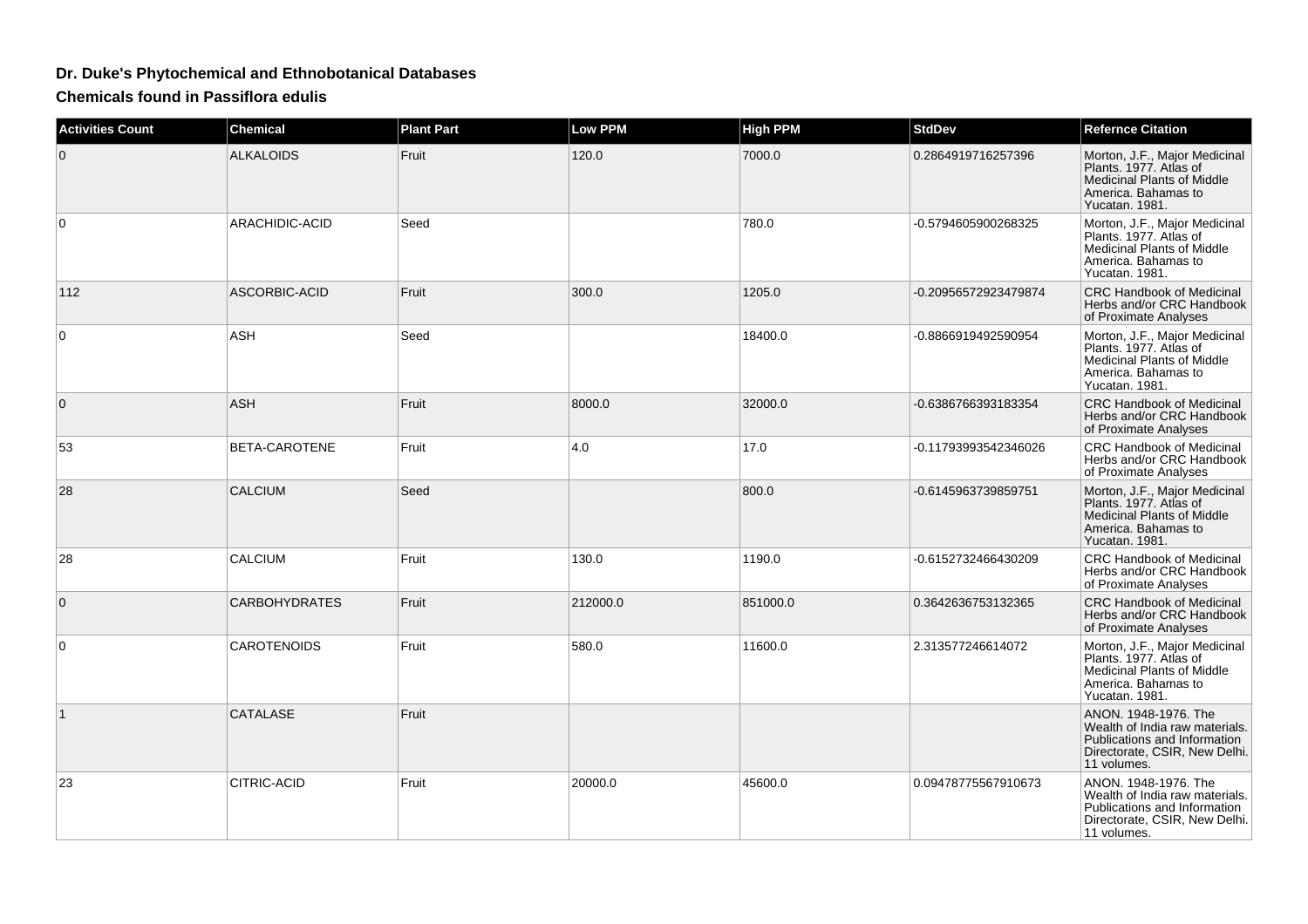# Dr. Duke's Phytochemical and Ethnobotanical Databases

## Chemicals found in Passiflora edulis

| Activities Count | Chemical | Plant Part | Low PPM | High PPM | StdDev | Refernce Citation |
|---|---|---|---|---|---|---|
| 0 | ALKALOIDS | Fruit | 120.0 | 7000.0 | 0.2864919716257396 | Morton, J.F., Major Medicinal Plants. 1977. Atlas of Medicinal Plants of Middle America. Bahamas to Yucatan. 1981. |
| 0 | ARACHIDIC-ACID | Seed | | 780.0 | -0.5794605900268325 | Morton, J.F., Major Medicinal Plants. 1977. Atlas of Medicinal Plants of Middle America. Bahamas to Yucatan. 1981. |
| 112 | ASCORBIC-ACID | Fruit | 300.0 | 1205.0 | -0.20956572923479874 | CRC Handbook of Medicinal Herbs and/or CRC Handbook of Proximate Analyses |
| 0 | ASH | Seed | | 18400.0 | -0.8866919492590954 | Morton, J.F., Major Medicinal Plants. 1977. Atlas of Medicinal Plants of Middle America. Bahamas to Yucatan. 1981. |
| 0 | ASH | Fruit | 8000.0 | 32000.0 | -0.6386766393183354 | CRC Handbook of Medicinal Herbs and/or CRC Handbook of Proximate Analyses |
| 53 | BETA-CAROTENE | Fruit | 4.0 | 17.0 | -0.11793993542346026 | CRC Handbook of Medicinal Herbs and/or CRC Handbook of Proximate Analyses |
| 28 | CALCIUM | Seed | | 800.0 | -0.6145963739859751 | Morton, J.F., Major Medicinal Plants. 1977. Atlas of Medicinal Plants of Middle America. Bahamas to Yucatan. 1981. |
| 28 | CALCIUM | Fruit | 130.0 | 1190.0 | -0.6152732466430209 | CRC Handbook of Medicinal Herbs and/or CRC Handbook of Proximate Analyses |
| 0 | CARBOHYDRATES | Fruit | 212000.0 | 851000.0 | 0.3642636753132365 | CRC Handbook of Medicinal Herbs and/or CRC Handbook of Proximate Analyses |
| 0 | CAROTENOIDS | Fruit | 580.0 | 11600.0 | 2.313577246614072 | Morton, J.F., Major Medicinal Plants. 1977. Atlas of Medicinal Plants of Middle America. Bahamas to Yucatan. 1981. |
| 1 | CATALASE | Fruit | | | | ANON. 1948-1976. The Wealth of India raw materials. Publications and Information Directorate, CSIR, New Delhi. 11 volumes. |
| 23 | CITRIC-ACID | Fruit | 20000.0 | 45600.0 | 0.09478775567910673 | ANON. 1948-1976. The Wealth of India raw materials. Publications and Information Directorate, CSIR, New Delhi. 11 volumes. |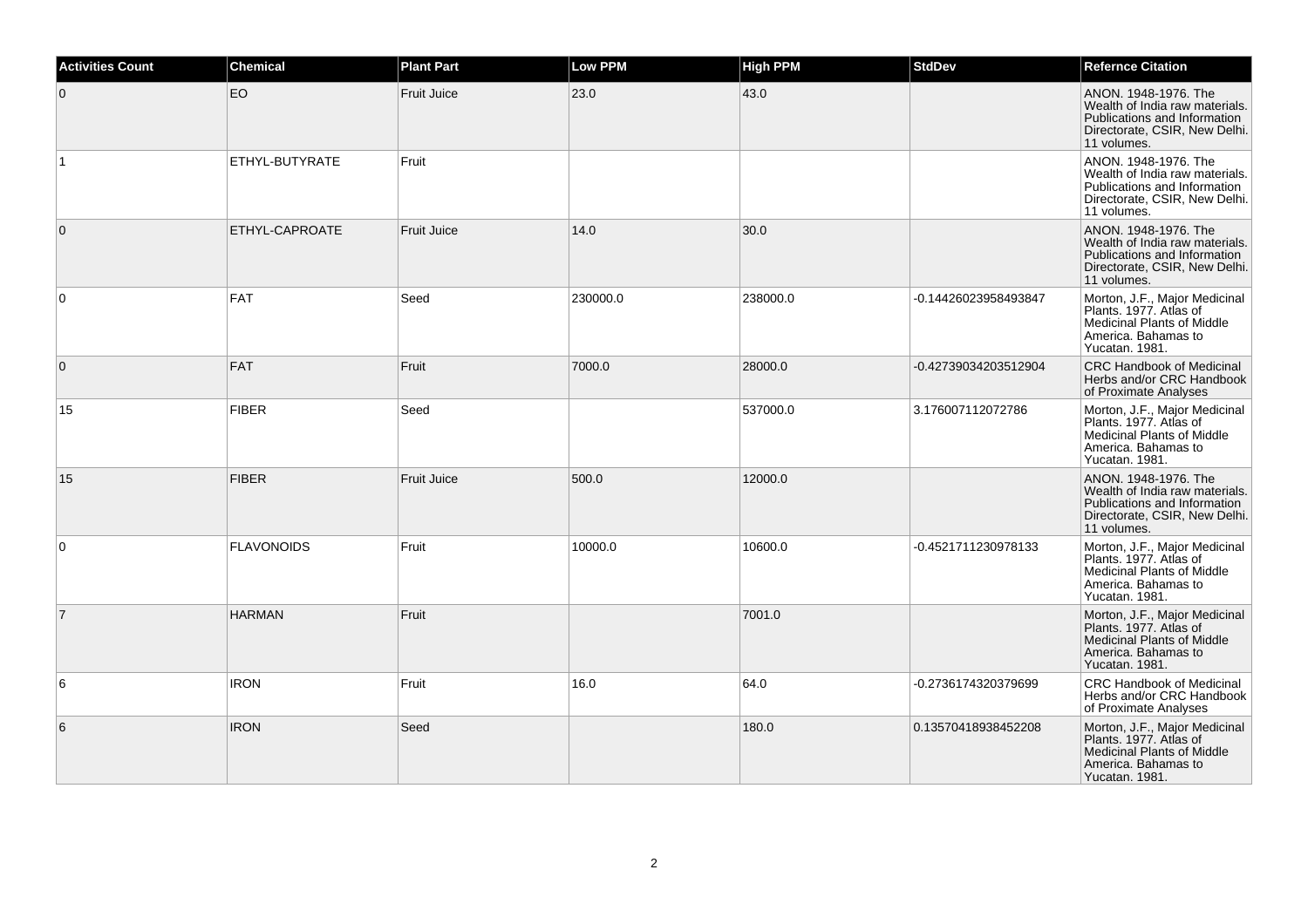| Activities Count | Chemical | Plant Part | Low PPM | High PPM | StdDev | Refernce Citation |
| --- | --- | --- | --- | --- | --- | --- |
| 0 | EO | Fruit Juice | 23.0 | 43.0 | | ANON. 1948-1976. The Wealth of India raw materials. Publications and Information Directorate, CSIR, New Delhi. 11 volumes. |
| 1 | ETHYL-BUTYRATE | Fruit | | | | ANON. 1948-1976. The Wealth of India raw materials. Publications and Information Directorate, CSIR, New Delhi. 11 volumes. |
| 0 | ETHYL-CAPROATE | Fruit Juice | 14.0 | 30.0 | | ANON. 1948-1976. The Wealth of India raw materials. Publications and Information Directorate, CSIR, New Delhi. 11 volumes. |
| 0 | FAT | Seed | 230000.0 | 238000.0 | -0.14426023958493847 | Morton, J.F., Major Medicinal Plants. 1977. Atlas of Medicinal Plants of Middle America. Bahamas to Yucatan. 1981. |
| 0 | FAT | Fruit | 7000.0 | 28000.0 | -0.42739034203512904 | CRC Handbook of Medicinal Herbs and/or CRC Handbook of Proximate Analyses |
| 15 | FIBER | Seed | | 537000.0 | 3.176007112072786 | Morton, J.F., Major Medicinal Plants. 1977. Atlas of Medicinal Plants of Middle America. Bahamas to Yucatan. 1981. |
| 15 | FIBER | Fruit Juice | 500.0 | 12000.0 | | ANON. 1948-1976. The Wealth of India raw materials. Publications and Information Directorate, CSIR, New Delhi. 11 volumes. |
| 0 | FLAVONOIDS | Fruit | 10000.0 | 10600.0 | -0.4521711230978133 | Morton, J.F., Major Medicinal Plants. 1977. Atlas of Medicinal Plants of Middle America. Bahamas to Yucatan. 1981. |
| 7 | HARMAN | Fruit | | 7001.0 | | Morton, J.F., Major Medicinal Plants. 1977. Atlas of Medicinal Plants of Middle America. Bahamas to Yucatan. 1981. |
| 6 | IRON | Fruit | 16.0 | 64.0 | -0.2736174320379699 | CRC Handbook of Medicinal Herbs and/or CRC Handbook of Proximate Analyses |
| 6 | IRON | Seed | | 180.0 | 0.13570418938452208 | Morton, J.F., Major Medicinal Plants. 1977. Atlas of Medicinal Plants of Middle America. Bahamas to Yucatan. 1981. |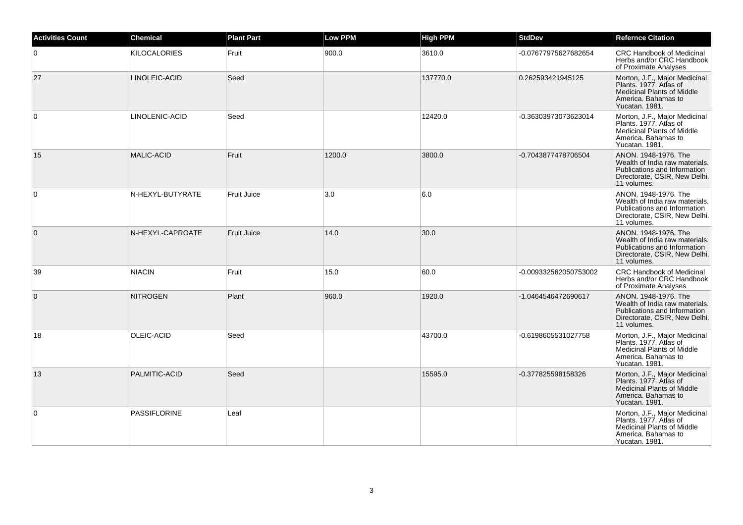| Activities Count | Chemical | Plant Part | Low PPM | High PPM | StdDev | Refernce Citation |
|---|---|---|---|---|---|---|
| 0 | KILOCALORIES | Fruit | 900.0 | 3610.0 | -0.07677975627682654 | CRC Handbook of Medicinal Herbs and/or CRC Handbook of Proximate Analyses |
| 27 | LINOLEIC-ACID | Seed | | 137770.0 | 0.262593421945125 | Morton, J.F., Major Medicinal Plants. 1977. Atlas of Medicinal Plants of Middle America. Bahamas to Yucatan. 1981. |
| 0 | LINOLENIC-ACID | Seed | | 12420.0 | -0.36303973073623014 | Morton, J.F., Major Medicinal Plants. 1977. Atlas of Medicinal Plants of Middle America. Bahamas to Yucatan. 1981. |
| 15 | MALIC-ACID | Fruit | 1200.0 | 3800.0 | -0.7043877478706504 | ANON. 1948-1976. The Wealth of India raw materials. Publications and Information Directorate, CSIR, New Delhi. 11 volumes. |
| 0 | N-HEXYL-BUTYRATE | Fruit Juice | 3.0 | 6.0 | | ANON. 1948-1976. The Wealth of India raw materials. Publications and Information Directorate, CSIR, New Delhi. 11 volumes. |
| 0 | N-HEXYL-CAPROATE | Fruit Juice | 14.0 | 30.0 | | ANON. 1948-1976. The Wealth of India raw materials. Publications and Information Directorate, CSIR, New Delhi. 11 volumes. |
| 39 | NIACIN | Fruit | 15.0 | 60.0 | -0.009332562050753002 | CRC Handbook of Medicinal Herbs and/or CRC Handbook of Proximate Analyses |
| 0 | NITROGEN | Plant | 960.0 | 1920.0 | -1.0464546472690617 | ANON. 1948-1976. The Wealth of India raw materials. Publications and Information Directorate, CSIR, New Delhi. 11 volumes. |
| 18 | OLEIC-ACID | Seed | | 43700.0 | -0.6198605531027758 | Morton, J.F., Major Medicinal Plants. 1977. Atlas of Medicinal Plants of Middle America. Bahamas to Yucatan. 1981. |
| 13 | PALMITIC-ACID | Seed | | 15595.0 | -0.377825598158326 | Morton, J.F., Major Medicinal Plants. 1977. Atlas of Medicinal Plants of Middle America. Bahamas to Yucatan. 1981. |
| 0 | PASSIFLORINE | Leaf | | | | Morton, J.F., Major Medicinal Plants. 1977. Atlas of Medicinal Plants of Middle America. Bahamas to Yucatan. 1981. |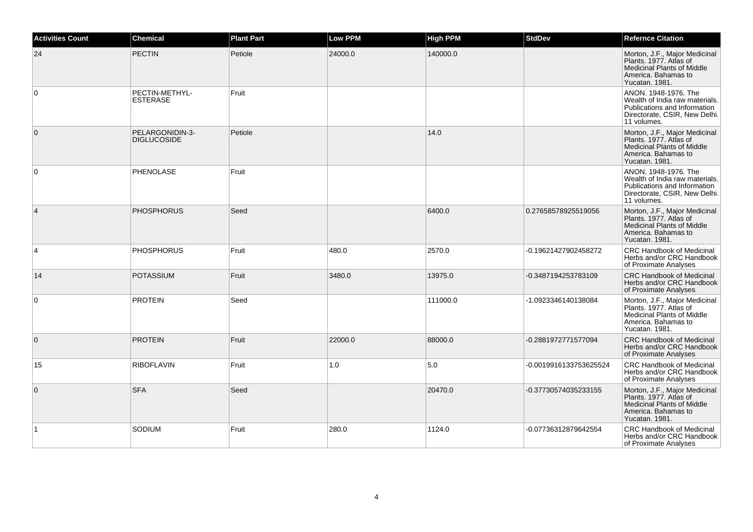| Activities Count | Chemical | Plant Part | Low PPM | High PPM | StdDev | Refernce Citation |
| --- | --- | --- | --- | --- | --- | --- |
| 24 | PECTIN | Petiole | 24000.0 | 140000.0 | | Morton, J.F., Major Medicinal Plants. 1977. Atlas of Medicinal Plants of Middle America. Bahamas to Yucatan. 1981. |
| 0 | PECTIN-METHYL-ESTERASE | Fruit | | | | ANON. 1948-1976. The Wealth of India raw materials. Publications and Information Directorate, CSIR, New Delhi. 11 volumes. |
| 0 | PELARGONIDIN-3-DIGLUCOSIDE | Petiole | | 14.0 | | Morton, J.F., Major Medicinal Plants. 1977. Atlas of Medicinal Plants of Middle America. Bahamas to Yucatan. 1981. |
| 0 | PHENOLASE | Fruit | | | | ANON. 1948-1976. The Wealth of India raw materials. Publications and Information Directorate, CSIR, New Delhi. 11 volumes. |
| 4 | PHOSPHORUS | Seed | | 6400.0 | 0.27658578925519056 | Morton, J.F., Major Medicinal Plants. 1977. Atlas of Medicinal Plants of Middle America. Bahamas to Yucatan. 1981. |
| 4 | PHOSPHORUS | Fruit | 480.0 | 2570.0 | -0.19621427902458272 | CRC Handbook of Medicinal Herbs and/or CRC Handbook of Proximate Analyses |
| 14 | POTASSIUM | Fruit | 3480.0 | 13975.0 | -0.3487194253783109 | CRC Handbook of Medicinal Herbs and/or CRC Handbook of Proximate Analyses |
| 0 | PROTEIN | Seed | | 111000.0 | -1.0923346140138084 | Morton, J.F., Major Medicinal Plants. 1977. Atlas of Medicinal Plants of Middle America. Bahamas to Yucatan. 1981. |
| 0 | PROTEIN | Fruit | 22000.0 | 88000.0 | -0.2881972771577094 | CRC Handbook of Medicinal Herbs and/or CRC Handbook of Proximate Analyses |
| 15 | RIBOFLAVIN | Fruit | 1.0 | 5.0 | -0.0019916133753625524 | CRC Handbook of Medicinal Herbs and/or CRC Handbook of Proximate Analyses |
| 0 | SFA | Seed | | 20470.0 | -0.37730574035233155 | Morton, J.F., Major Medicinal Plants. 1977. Atlas of Medicinal Plants of Middle America. Bahamas to Yucatan. 1981. |
| 1 | SODIUM | Fruit | 280.0 | 1124.0 | -0.07736312879642554 | CRC Handbook of Medicinal Herbs and/or CRC Handbook of Proximate Analyses |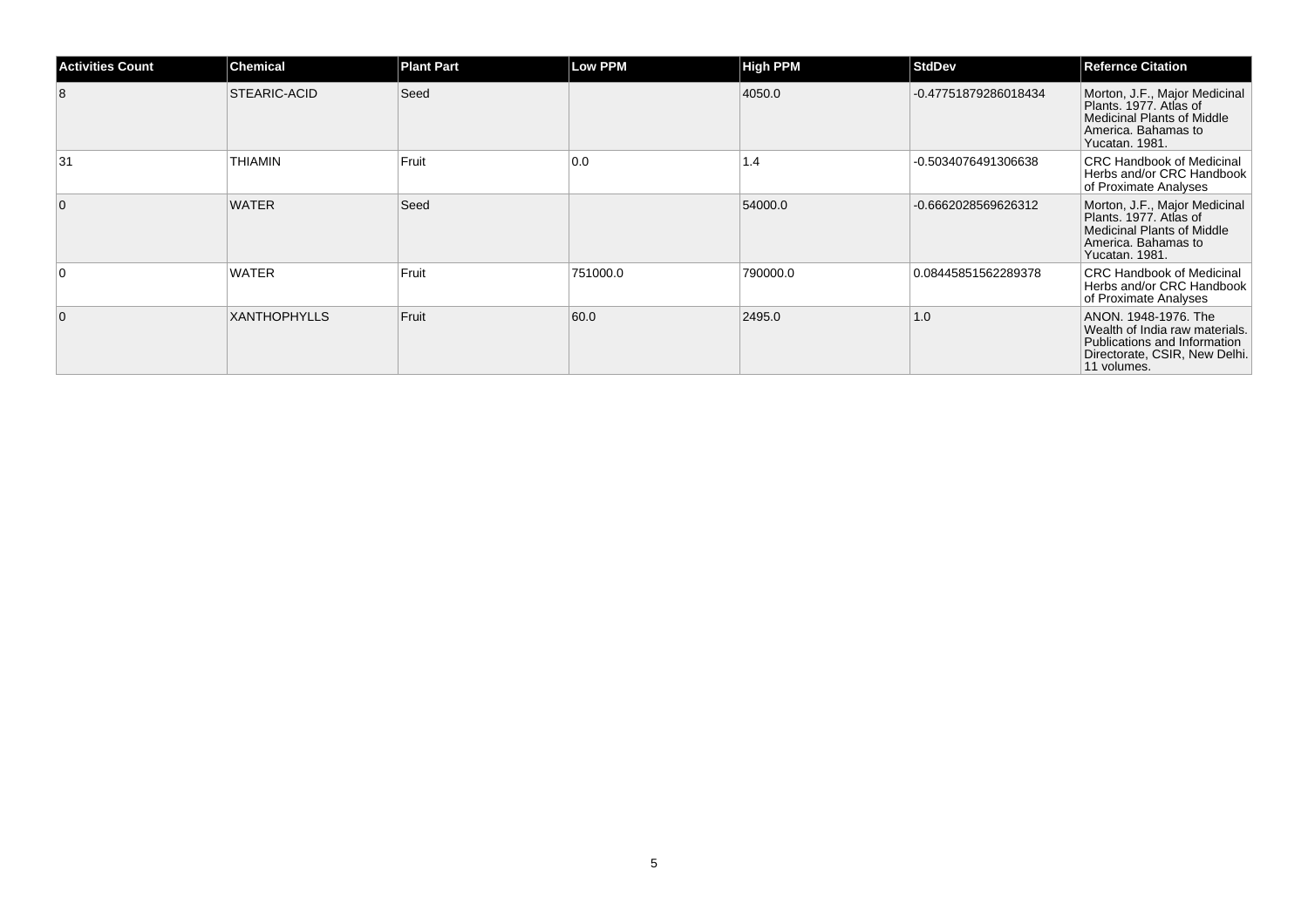| Activities Count | Chemical | Plant Part | Low PPM | High PPM | StdDev | Refernce Citation |
|---|---|---|---|---|---|---|
| 8 | STEARIC-ACID | Seed | | 4050.0 | -0.47751879286018434 | Morton, J.F., Major Medicinal Plants. 1977. Atlas of Medicinal Plants of Middle America. Bahamas to Yucatan. 1981. |
| 31 | THIAMIN | Fruit | 0.0 | 1.4 | -0.5034076491306638 | CRC Handbook of Medicinal Herbs and/or CRC Handbook of Proximate Analyses |
| 0 | WATER | Seed | | 54000.0 | -0.6662028569626312 | Morton, J.F., Major Medicinal Plants. 1977. Atlas of Medicinal Plants of Middle America. Bahamas to Yucatan. 1981. |
| 0 | WATER | Fruit | 751000.0 | 790000.0 | 0.08445851562289378 | CRC Handbook of Medicinal Herbs and/or CRC Handbook of Proximate Analyses |
| 0 | XANTHOPHYLLS | Fruit | 60.0 | 2495.0 | 1.0 | ANON. 1948-1976. The Wealth of India raw materials. Publications and Information Directorate, CSIR, New Delhi. 11 volumes. |